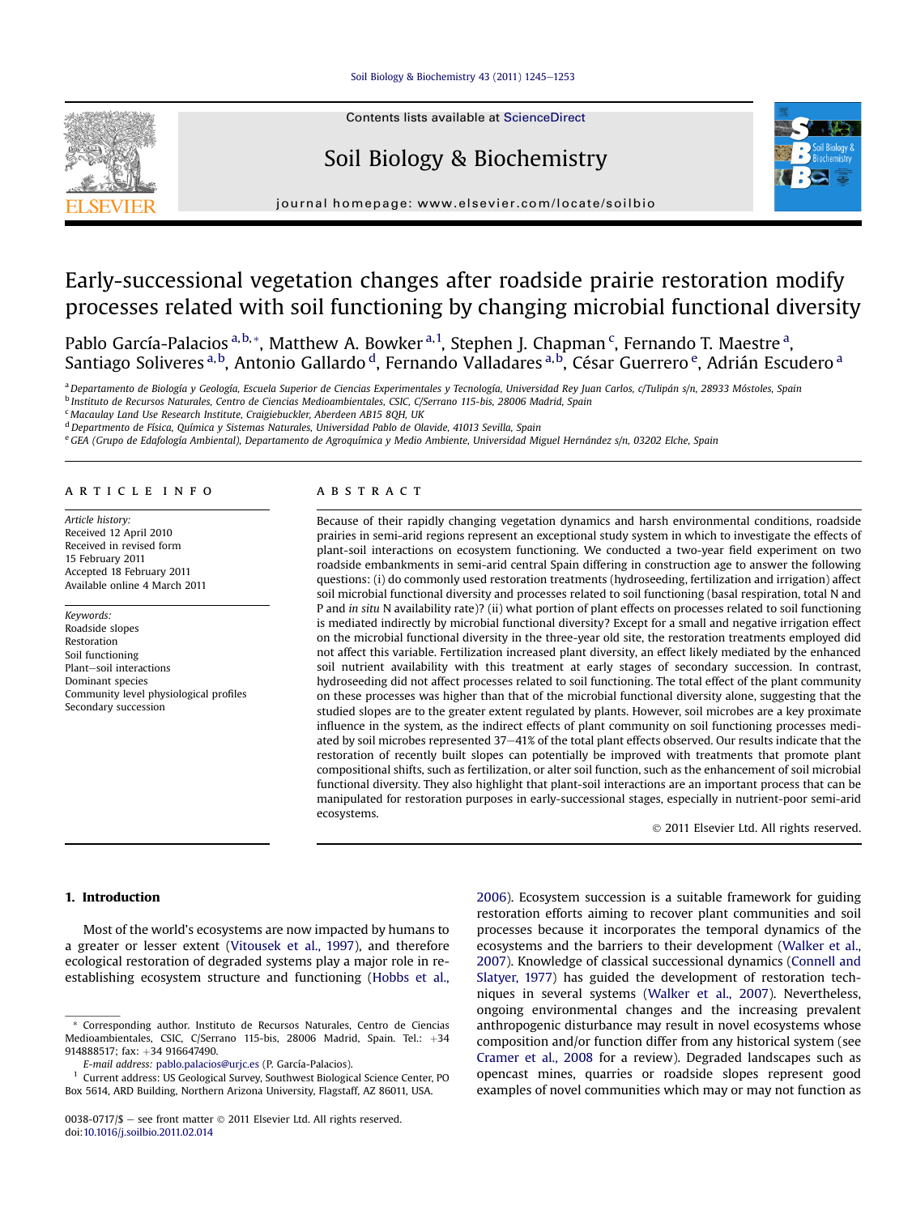Contents lists available at ScienceDirect

# Soil Biology & Biochemistry

journal homepage: www.elsevier.com/locate/soilbio

# Early-successional vegetation changes after roadside prairie restoration modify processes related with soil functioning by changing microbial functional diversity

Pablo García-Palacios [a,b,*], Matthew A. Bowker [a,1], Stephen J. Chapman [c], Fernando T. Maestre [a], Santiago Soliveres [a,b], Antonio Gallardo [d], Fernando Valladares [a,b], César Guerrero [e], Adrián Escudero [a]

[a] Departamento de Biología y Geología, Escuela Superior de Ciencias Experimentales y Tecnología, Universidad Rey Juan Carlos, c/Tulipán s/n, 28933 Móstoles, Spain
[b] Instituto de Recursos Naturales, Centro de Ciencias Medioambientales, CSIC, C/Serrano 115-bis, 28006 Madrid, Spain
[c] Macaulay Land Use Research Institute, Craigiebuckler, Aberdeen AB15 8QH, UK
[d] DepDepartmento de Física, Química y Sistemas Naturales, Universidad Pablo de Olavide, 41013 Sevilla, Spain
[e] GEA (Grupo de Edafología Ambiental), Departamento de Agroquímica y Medio Ambiente, Universidad Miguel Hernández s/n, 03202 Elche, Spain

## ARTICLE INFO

*Article history:*
Received 12 April 2010
Received in revised form
15 February 2011
Accepted 18 February 2011
Available online 4 March 2011

*Keywords:*
Roadside slopes
Restoration
Soil functioning
Plant–soil interactions
Dominant species
Community level physiological profiles
Secondary succession

## ABSTRACT

Because of their rapidly changing vegetation dynamics and harsh environmental conditions, roadside prairies in semi-arid regions represent an exceptional study system in which to investigate the effects of plant-soil interactions on ecosystem functioning. We conducted a two-year field experiment on two roadside embankments in semi-arid central Spain differing in construction age to answer the following questions: (i) do commonly used restoration treatments (hydroseeding, fertilization and irrigation) affect soil microbial functional diversity and processes related to soil functioning (basal respiration, total N and P and *in situ* N availability rate)? (ii) what portion of plant effects on processes related to soil functioning is mediated indirectly by microbial functional diversity? Except for a small and negative irrigation effect on the microbial functional diversity in the three-year old site, the restoration treatments employed did not affect this variable. Fertilization increased plant diversity, an effect likely mediated by the enhanced soil nutrient availability with this treatment at early stages of secondary succession. In contrast, hydroseeding did not affect processes related to soil functioning. The total effect of the plant community on these processes was higher than that of the microbial functional diversity alone, suggesting that the studied slopes are to the greater extent regulated by plants. However, soil microbes are a key proximate influence in the system, as the indirect effects of plant community on soil functioning processes mediated by soil microbes represented 37–41% of the total plant effects observed. Our results indicate that the restoration of recently built slopes can potentially be improved with treatments that promote plant compositional shifts, such as fertilization, or alter soil function, such as the enhancement of soil microbial functional diversity. They also highlight that plant-soil interactions are an important process that can be manipulated for restoration purposes in early-successional stages, especially in nutrient-poor semi-arid ecosystems.

© 2011 Elsevier Ltd. All rights reserved.

## 1. Introduction

Most of the world's ecosystems are now impacted by humans to a greater or lesser extent (Vitousek et al., 1997), and therefore ecological restoration of degraded systems play a major role in re-establishing ecosystem structure and functioning (Hobbs et al., 2006). Ecosystem succession is a suitable framework for guiding restoration efforts aiming to recover plant communities and soil processes because it incorporates the temporal dynamics of the ecosystems and the barriers to their development (Walker et al., 2007). Knowledge of classical successional dynamics (Connell and Slatyer, 1977) has guided the development of restoration techniques in several systems (Walker et al., 2007). Nevertheless, ongoing environmental changes and the increasing prevalent anthropogenic disturbance may result in novel ecosystems whose composition and/or function differ from any historical system (see Cramer et al., 2008 for a review). Degraded landscapes such as opencast mines, quarries or roadside slopes represent good examples of novel communities which may or may not function as

\* Corresponding author. Instituto de Recursos Naturales, Centro de Ciencias Medioambientales, CSIC, C/Serrano 115-bis, 28006 Madrid, Spain. Tel.: +34 914888517; fax: +34 916647490.
E-mail address: pablo.palacios@urjc.es (P. García-Palacios).
[1] Current address: US Geological Survey, Southwest Biological Science Center, PO Box 5614, ARD Building, Northern Arizona University, Flagstaff, AZ 86011, USA.

0038-0717/$ – see front matter © 2011 Elsevier Ltd. All rights reserved.
doi:10.1016/j.soilbio.2011.02.014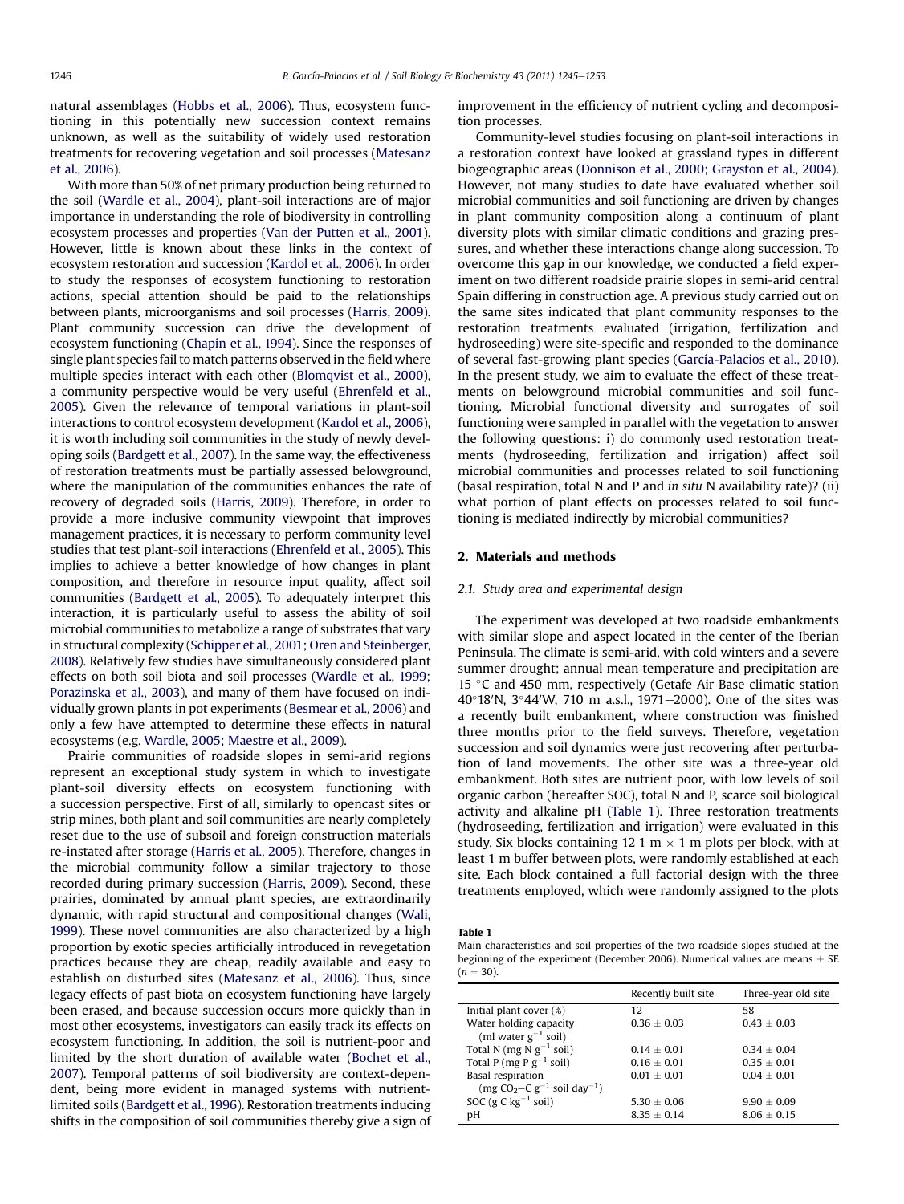natural assemblages (Hobbs et al., 2006). Thus, ecosystem functioning in this potentially new succession context remains unknown, as well as the suitability of widely used restoration treatments for recovering vegetation and soil processes (Matesanz et al., 2006).

With more than 50% of net primary production being returned to the soil (Wardle et al., 2004), plant-soil interactions are of major importance in understanding the role of biodiversity in controlling ecosystem processes and properties (Van der Putten et al., 2001). However, little is known about these links in the context of ecosystem restoration and succession (Kardol et al., 2006). In order to study the responses of ecosystem functioning to restoration actions, special attention should be paid to the relationships between plants, microorganisms and soil processes (Harris, 2009). Plant community succession can drive the development of ecosystem functioning (Chapin et al., 1994). Since the responses of single plant species fail to match patterns observed in the field where multiple species interact with each other (Blomqvist et al., 2000), a community perspective would be very useful (Ehrenfeld et al., 2005). Given the relevance of temporal variations in plant-soil interactions to control ecosystem development (Kardol et al., 2006), it is worth including soil communities in the study of newly developing soils (Bardgett et al., 2007). In the same way, the effectiveness of restoration treatments must be partially assessed belowground, where the manipulation of the communities enhances the rate of recovery of degraded soils (Harris, 2009). Therefore, in order to provide a more inclusive community viewpoint that improves management practices, it is necessary to perform community level studies that test plant-soil interactions (Ehrenfeld et al., 2005). This implies to achieve a better knowledge of how changes in plant composition, and therefore in resource input quality, affect soil communities (Bardgett et al., 2005). To adequately interpret this interaction, it is particularly useful to assess the ability of soil microbial communities to metabolize a range of substrates that vary in structural complexity (Schipper et al., 2001; Oren and Steinberger, 2008). Relatively few studies have simultaneously considered plant effects on both soil biota and soil processes (Wardle et al., 1999; Porazinska et al., 2003), and many of them have focused on individually grown plants in pot experiments (Besmear et al., 2006) and only a few have attempted to determine these effects in natural ecosystems (e.g. Wardle, 2005; Maestre et al., 2009).

Prairie communities of roadside slopes in semi-arid regions represent an exceptional study system in which to investigate plant-soil diversity effects on ecosystem functioning with a succession perspective. First of all, similarly to opencast sites or strip mines, both plant and soil communities are nearly completely reset due to the use of subsoil and foreign construction materials re-instated after storage (Harris et al., 2005). Therefore, changes in the microbial community follow a similar trajectory to those recorded during primary succession (Harris, 2009). Second, these prairies, dominated by annual plant species, are extraordinarily dynamic, with rapid structural and compositional changes (Wali, 1999). These novel communities are also characterized by a high proportion by exotic species artificially introduced in revegetation practices because they are cheap, readily available and easy to establish on disturbed sites (Matesanz et al., 2006). Thus, since legacy effects of past biota on ecosystem functioning have largely been erased, and because succession occurs more quickly than in most other ecosystems, investigators can easily track its effects on ecosystem functioning. In addition, the soil is nutrient-poor and limited by the short duration of available water (Bochet et al., 2007). Temporal patterns of soil biodiversity are context-dependent, being more evident in managed systems with nutrient-limited soils (Bardgett et al., 1996). Restoration treatments inducing shifts in the composition of soil communities thereby give a sign of improvement in the efficiency of nutrient cycling and decomposition processes.

Community-level studies focusing on plant-soil interactions in a restoration context have looked at grassland types in different biogeographic areas (Donnison et al., 2000; Grayston et al., 2004). However, not many studies to date have evaluated whether soil microbial communities and soil functioning are driven by changes in plant community composition along a continuum of plant diversity plots with similar climatic conditions and grazing pressures, and whether these interactions change along succession. To overcome this gap in our knowledge, we conducted a field experiment on two different roadside prairie slopes in semi-arid central Spain differing in construction age. A previous study carried out on the same sites indicated that plant community responses to the restoration treatments evaluated (irrigation, fertilization and hydroseeding) were site-specific and responded to the dominance of several fast-growing plant species (García-Palacios et al., 2010). In the present study, we aim to evaluate the effect of these treatments on belowground microbial communities and soil functioning. Microbial functional diversity and surrogates of soil functioning were sampled in parallel with the vegetation to answer the following questions: i) do commonly used restoration treatments (hydroseeding, fertilization and irrigation) affect soil microbial communities and processes related to soil functioning (basal respiration, total N and P and *in situ* N availability rate)? (ii) what portion of plant effects on processes related to soil functioning is mediated indirectly by microbial communities?

## 2. Materials and methods

### 2.1. Study area and experimental design

The experiment was developed at two roadside embankments with similar slope and aspect located in the center of the Iberian Peninsula. The climate is semi-arid, with cold winters and a severe summer drought; annual mean temperature and precipitation are 15 °C and 450 mm, respectively (Getafe Air Base climatic station 40°18′N, 3°44′W, 710 m a.s.l., 1971–2000). One of the sites was a recently built embankment, where construction was finished three months prior to the field surveys. Therefore, vegetation succession and soil dynamics were just recovering after perturbation of land movements. The other site was a three-year old embankment. Both sites are nutrient poor, with low levels of soil organic carbon (hereafter SOC), total N and P, scarce soil biological activity and alkaline pH (Table 1). Three restoration treatments (hydroseeding, fertilization and irrigation) were evaluated in this study. Six blocks containing 12 1 m × 1 m plots per block, with at least 1 m buffer between plots, were randomly established at each site. Each block contained a full factorial design with the three treatments employed, which were randomly assigned to the plots

**Table 1**
Main characteristics and soil properties of the two roadside slopes studied at the beginning of the experiment (December 2006). Numerical values are means ± SE ($n = 30$).

| | Recently built site | Three-year old site |
|---|---|---|
| Initial plant cover (%) | 12 | 58 |
| Water holding capacity (ml water $g^{-1}$ soil) | 0.36 ± 0.03 | 0.43 ± 0.03 |
| Total N (mg N $g^{-1}$ soil) | 0.14 ± 0.01 | 0.34 ± 0.04 |
| Total P (mg P $g^{-1}$ soil) | 0.16 ± 0.01 | 0.35 ± 0.01 |
| Basal respiration (mg $CO_2$–C $g^{-1}$ soil $day^{-1}$) | 0.01 ± 0.01 | 0.04 ± 0.01 |
| SOC (g C $kg^{-1}$ soil) | 5.30 ± 0.06 | 9.90 ± 0.09 |
| pH | 8.35 ± 0.14 | 8.06 ± 0.15 |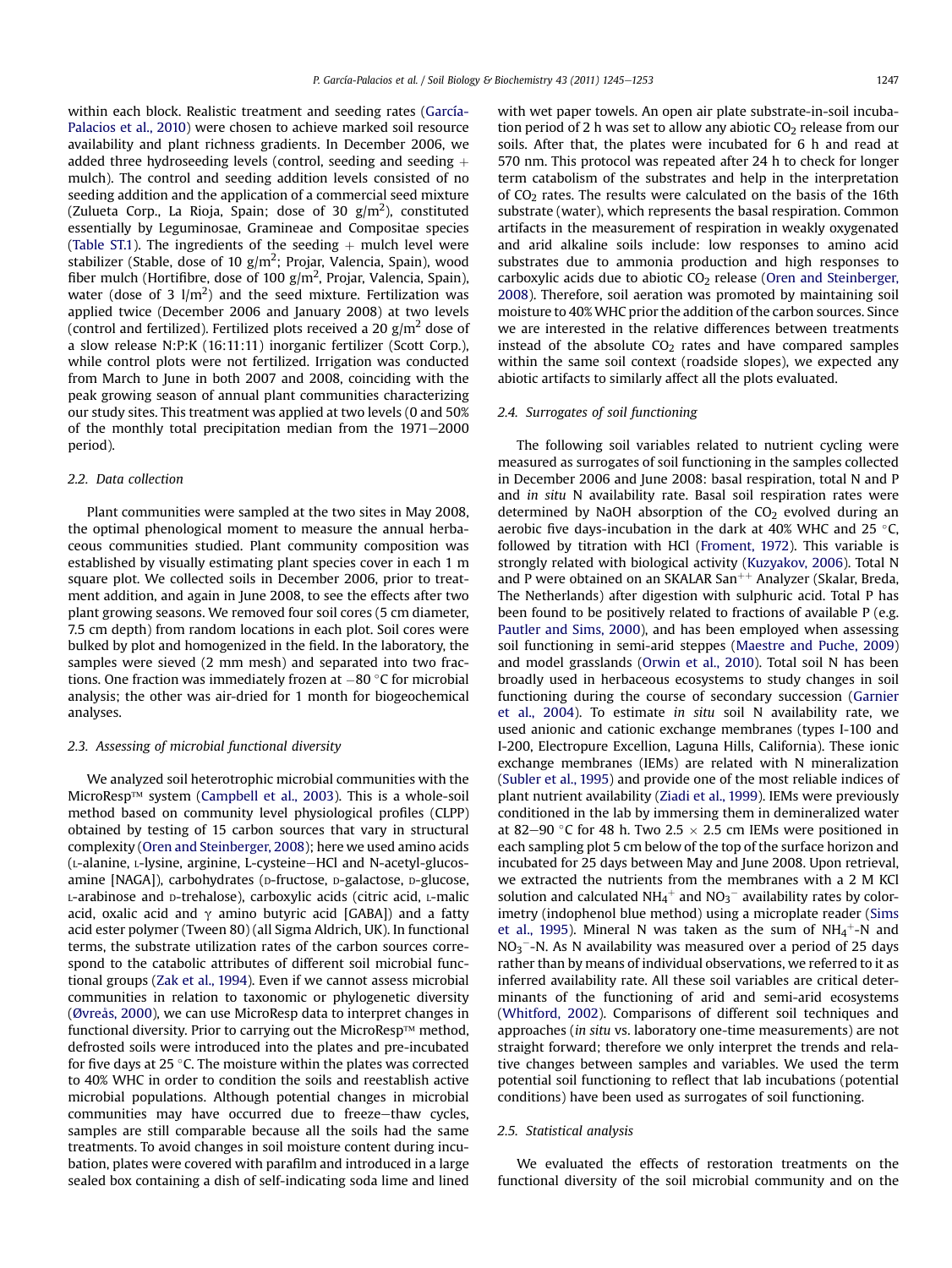within each block. Realistic treatment and seeding rates (García-Palacios et al., 2010) were chosen to achieve marked soil resource availability and plant richness gradients. In December 2006, we added three hydroseeding levels (control, seeding and seeding + mulch). The control and seeding addition levels consisted of no seeding addition and the application of a commercial seed mixture (Zulueta Corp., La Rioja, Spain; dose of 30 $g/m^2$), constituted essentially by Leguminosae, Gramineae and Compositae species (Table ST.1). The ingredients of the seeding + mulch level were stabilizer (Stable, dose of 10 $g/m^2$; Projar, Valencia, Spain), wood fiber mulch (Hortifibre, dose of 100 $g/m^2$, Projar, Valencia, Spain), water (dose of 3 $l/m^2$) and the seed mixture. Fertilization was applied twice (December 2006 and January 2008) at two levels (control and fertilized). Fertilized plots received a 20 $g/m^2$ dose of a slow release N:P:K (16:11:11) inorganic fertilizer (Scott Corp.), while control plots were not fertilized. Irrigation was conducted from March to June in both 2007 and 2008, coinciding with the peak growing season of annual plant communities characterizing our study sites. This treatment was applied at two levels (0 and 50% of the monthly total precipitation median from the 1971–2000 period).

### 2.2. Data collection

Plant communities were sampled at the two sites in May 2008, the optimal phenological moment to measure the annual herbaceous communities studied. Plant community composition was established by visually estimating plant species cover in each 1 m square plot. We collected soils in December 2006, prior to treatment addition, and again in June 2008, to see the effects after two plant growing seasons. We removed four soil cores (5 cm diameter, 7.5 cm depth) from random locations in each plot. Soil cores were bulked by plot and homogenized in the field. In the laboratory, the samples were sieved (2 mm mesh) and separated into two fractions. One fraction was immediately frozen at −80 °C for microbial analysis; the other was air-dried for 1 month for biogeochemical analyses.

### 2.3. Assessing of microbial functional diversity

We analyzed soil heterotrophic microbial communities with the MicroResp™ system (Campbell et al., 2003). This is a whole-soil method based on community level physiological profiles (CLPP) obtained by testing of 15 carbon sources that vary in structural complexity (Oren and Steinberger, 2008); here we used amino acids (L-alanine, L-lysine, arginine, L-cysteine–HCl and N-acetyl-glucosamine [NAGA]), carbohydrates (D-fructose, D-galactose, D-glucose, L-arabinose and D-trehalose), carboxylic acids (citric acid, L-malic acid, oxalic acid and γ amino butyric acid [GABA]) and a fatty acid ester polymer (Tween 80) (all Sigma Aldrich, UK). In functional terms, the substrate utilization rates of the carbon sources correspond to the catabolic attributes of different soil microbial functional groups (Zak et al., 1994). Even if we cannot assess microbial communities in relation to taxonomic or phylogenetic diversity (Øvreås, 2000), we can use MicroResp data to interpret changes in functional diversity. Prior to carrying out the MicroResp™ method, defrosted soils were introduced into the plates and pre-incubated for five days at 25 °C. The moisture within the plates was corrected to 40% WHC in order to condition the soils and reestablish active microbial populations. Although potential changes in microbial communities may have occurred due to freeze–thaw cycles, samples are still comparable because all the soils had the same treatments. To avoid changes in soil moisture content during incubation, plates were covered with parafilm and introduced in a large sealed box containing a dish of self-indicating soda lime and lined with wet paper towels. An open air plate substrate-in-soil incubation period of 2 h was set to allow any abiotic $CO_2$ release from our soils. After that, the plates were incubated for 6 h and read at 570 nm. This protocol was repeated after 24 h to check for longer term catabolism of the substrates and help in the interpretation of $CO_2$ rates. The results were calculated on the basis of the 16th substrate (water), which represents the basal respiration. Common artifacts in the measurement of respiration in weakly oxygenated and arid alkaline soils include: low responses to amino acid substrates due to ammonia production and high responses to carboxylic acids due to abiotic $CO_2$ release (Oren and Steinberger, 2008). Therefore, soil aeration was promoted by maintaining soil moisture to 40% WHC prior the addition of the carbon sources. Since we are interested in the relative differences between treatments instead of the absolute $CO_2$ rates and have compared samples within the same soil context (roadside slopes), we expected any abiotic artifacts to similarly affect all the plots evaluated.

### 2.4. Surrogates of soil functioning

The following soil variables related to nutrient cycling were measured as surrogates of soil functioning in the samples collected in December 2006 and June 2008: basal respiration, total N and P and *in situ* N availability rate. Basal soil respiration rates were determined by NaOH absorption of the $CO_2$ evolved during an aerobic five days-incubation in the dark at 40% WHC and 25 °C, followed by titration with HCl (Froment, 1972). This variable is strongly related with biological activity (Kuzyakov, 2006). Total N and P were obtained on an SKALAR San$^{++}$ Analyzer (Skalar, Breda, The Netherlands) after digestion with sulphuric acid. Total P has been found to be positively related to fractions of available P (e.g. Pautler and Sims, 2000), and has been employed when assessing soil functioning in semi-arid steppes (Maestre and Puche, 2009) and model grasslands (Orwin et al., 2010). Total soil N has been broadly used in herbaceous ecosystems to study changes in soil functioning during the course of secondary succession (Garnier et al., 2004). To estimate *in situ* soil N availability rate, we used anionic and cationic exchange membranes (types I-100 and I-200, Electropure Excellion, Laguna Hills, California). These ionic exchange membranes (IEMs) are related with N mineralization (Subler et al., 1995) and provide one of the most reliable indices of plant nutrient availability (Ziadi et al., 1999). IEMs were previously conditioned in the lab by immersing them in demineralized water at 82–90 °C for 48 h. Two 2.5 × 2.5 cm IEMs were positioned in each sampling plot 5 cm below of the top of the surface horizon and incubated for 25 days between May and June 2008. Upon retrieval, we extracted the nutrients from the membranes with a 2 M KCl solution and calculated $NH_4^+$ and $NO_3^-$ availability rates by colorimetry (indophenol blue method) using a microplate reader (Sims et al., 1995). Mineral N was taken as the sum of $NH_4^+$-N and $NO_3^-$-N. As N availability was measured over a period of 25 days rather than by means of individual observations, we referred to it as inferred availability rate. All these soil variables are critical determinants of the functioning of arid and semi-arid ecosystems (Whitford, 2002). Comparisons of different soil techniques and approaches (*in situ* vs. laboratory one-time measurements) are not straight forward; therefore we only interpret the trends and relative changes between samples and variables. We used the term potential soil functioning to reflect that lab incubations (potential conditions) have been used as surrogates of soil functioning.

### 2.5. Statistical analysis

We evaluated the effects of restoration treatments on the functional diversity of the soil microbial community and on the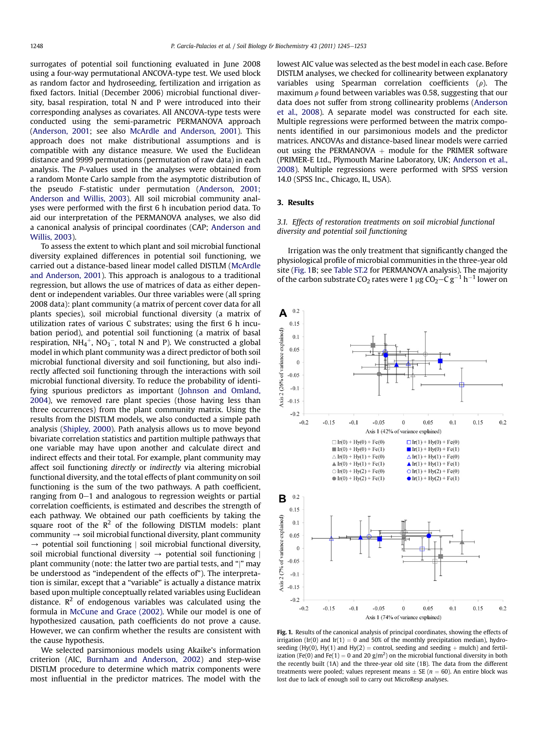surrogates of potential soil functioning evaluated in June 2008 using a four-way permutational ANCOVA-type test. We used block as random factor and hydroseeding, fertilization and irrigation as fixed factors. Initial (December 2006) microbial functional diversity, basal respiration, total N and P were introduced into their corresponding analyses as covariates. All ANCOVA-type tests were conducted using the semi-parametric PERMANOVA approach (Anderson, 2001; see also McArdle and Anderson, 2001). This approach does not make distributional assumptions and is compatible with any distance measure. We used the Euclidean distance and 9999 permutations (permutation of raw data) in each analysis. The *P*-values used in the analyses were obtained from a random Monte Carlo sample from the asymptotic distribution of the pseudo *F*-statistic under permutation (Anderson, 2001; Anderson and Willis, 2003). All soil microbial community analyses were performed with the first 6 h incubation period data. To aid our interpretation of the PERMANOVA analyses, we also did a canonical analysis of principal coordinates (CAP; Anderson and Willis, 2003).

To assess the extent to which plant and soil microbial functional diversity explained differences in potential soil functioning, we carried out a distance-based linear model called DISTLM (McArdle and Anderson, 2001). This approach is analogous to a traditional regression, but allows the use of matrices of data as either dependent or independent variables. Our three variables were (all spring 2008 data): plant community (a matrix of percent cover data for all plants species), soil microbial functional diversity (a matrix of utilization rates of various C substrates; using the first 6 h incubation period), and potential soil functioning (a matrix of basal respiration, $NH_4^+$, $NO_3^-$, total N and P). We constructed a global model in which plant community was a direct predictor of both soil microbial functional diversity and soil functioning, but also indirectly affected soil functioning through the interactions with soil microbial functional diversity. To reduce the probability of identifying spurious predictors as important (Johnson and Omland, 2004), we removed rare plant species (those having less than three occurrences) from the plant community matrix. Using the results from the DISTLM models, we also conducted a simple path analysis (Shipley, 2000). Path analysis allows us to move beyond bivariate correlation statistics and partition multiple pathways that one variable may have upon another and calculate direct and indirect effects and their total. For example, plant community may affect soil functioning *directly* or *indirectly* via altering microbial functional diversity, and the total effects of plant community on soil functioning is the sum of the two pathways. A path coefficient, ranging from 0–1 and analogous to regression weights or partial correlation coefficients, is estimated and describes the strength of each pathway. We obtained our path coefficients by taking the square root of the $R^2$ of the following DISTLM models: plant community → soil microbial functional diversity, plant community → potential soil functioning | soil microbial functional diversity, soil microbial functional diversity → potential soil functioning | plant community (note: the latter two are partial tests, and "|" may be understood as "independent of the effects of"). The interpretation is similar, except that a "variable" is actually a distance matrix based upon multiple conceptually related variables using Euclidean distance. $R^2$ of endogenous variables was calculated using the formula in McCune and Grace (2002). While our model is one of hypothesized causation, path coefficients do not prove a cause. However, we can confirm whether the results are consistent with the cause hypothesis.

We selected parsimonious models using Akaike's information criterion (AIC, Burnham and Anderson, 2002) and step-wise DISTLM procedure to determine which matrix components were most influential in the predictor matrices. The model with the lowest AIC value was selected as the best model in each case. Before DISTLM analyses, we checked for collinearity between explanatory variables using Spearman correlation coefficients ($\rho$). The maximum $\rho$ found between variables was 0.58, suggesting that our data does not suffer from strong collinearity problems (Anderson et al., 2008). A separate model was constructed for each site. Multiple regressions were performed between the matrix components identified in our parsimonious models and the predictor matrices. ANCOVAs and distance-based linear models were carried out using the PERMANOVA + module for the PRIMER software (PRIMER-E Ltd., Plymouth Marine Laboratory, UK; Anderson et al., 2008). Multiple regressions were performed with SPSS version 14.0 (SPSS Inc., Chicago, IL, USA).

## 3. Results

### 3.1. Effects of restoration treatments on soil microbial functional diversity and potential soil functioning

Irrigation was the only treatment that significantly changed the physiological profile of microbial communities in the three-year old site (Fig. 1B; see Table ST.2 for PERMANOVA analysis). The majority of the carbon substrate $CO_2$ rates were 1 μg $CO_2$–C $g^{-1}$ $h^{-1}$ lower on

**Fig. 1.** Results of the canonical analysis of principal coordinates, showing the effects of irrigation (Ir(0) and Ir(1) = 0 and 50% of the monthly precipitation median), hydroseeding (Hy(0), Hy(1) and Hy(2) = control, seeding and seeding + mulch) and fertilization (Fe(0) and Fe(1) = 0 and 20 g/m²) on the microbial functional diversity in both the recently built (1A) and the three-year old site (1B). The data from the different treatments were pooled; values represent means ± SE (*n* = 60). An entire block was lost due to lack of enough soil to carry out MicroResp analyses.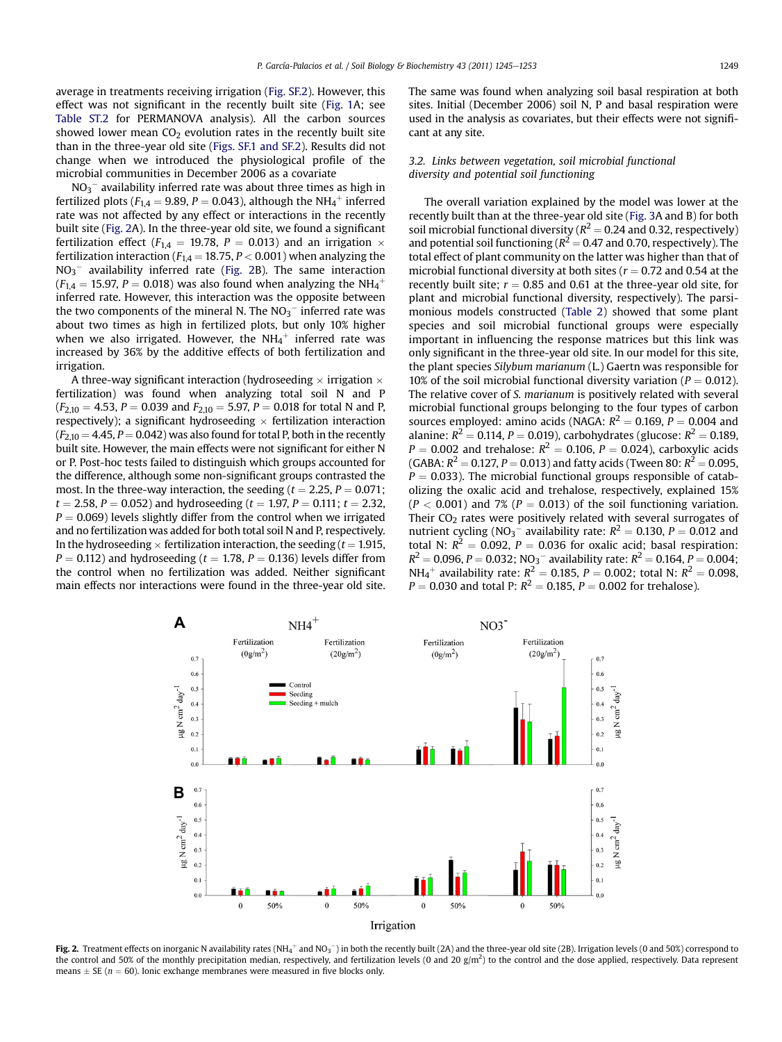average in treatments receiving irrigation (Fig. SF.2). However, this effect was not significant in the recently built site (Fig. 1A; see Table ST.2 for PERMANOVA analysis). All the carbon sources showed lower mean $CO_2$ evolution rates in the recently built site than in the three-year old site (Figs. SF.1 and SF.2). Results did not change when we introduced the physiological profile of the microbial communities in December 2006 as a covariate

$NO_3^-$ availability inferred rate was about three times as high in fertilized plots ($F_{1,4} = 9.89$, $P = 0.043$), although the $NH_4^+$ inferred rate was not affected by any effect or interactions in the recently built site (Fig. 2A). In the three-year old site, we found a significant fertilization effect ($F_{1,4} = 19.78$, $P = 0.013$) and an irrigation × fertilization interaction ($F_{1,4} = 18.75$, $P < 0.001$) when analyzing the $NO_3^-$ availability inferred rate (Fig. 2B). The same interaction ($F_{1,4} = 15.97$, $P = 0.018$) was also found when analyzing the $NH_4^+$ inferred rate. However, this interaction was the opposite between the two components of the mineral N. The $NO_3^-$ inferred rate was about two times as high in fertilized plots, but only 10% higher when we also irrigated. However, the $NH_4^+$ inferred rate was increased by 36% by the additive effects of both fertilization and irrigation.

A three-way significant interaction (hydroseeding × irrigation × fertilization) was found when analyzing total soil N and P ($F_{2,10} = 4.53$, $P = 0.039$ and $F_{2,10} = 5.97$, $P = 0.018$ for total N and P, respectively); a significant hydroseeding × fertilization interaction ($F_{2,10} = 4.45$, $P = 0.042$) was also found for total P, both in the recently built site. However, the main effects were not significant for either N or P. Post-hoc tests failed to distinguish which groups accounted for the difference, although some non-significant groups contrasted the most. In the three-way interaction, the seeding ($t = 2.25$, $P = 0.071$; $t = 2.58$, $P = 0.052$) and hydroseeding ($t = 1.97$, $P = 0.111$; $t = 2.32$, $P = 0.069$) levels slightly differ from the control when we irrigated and no fertilization was added for both total soil N and P, respectively. In the hydroseeding × fertilization interaction, the seeding ($t = 1.915$, $P = 0.112$) and hydroseeding ($t = 1.78$, $P = 0.136$) levels differ from the control when no fertilization was added. Neither significant main effects nor interactions were found in the three-year old site. The same was found when analyzing soil basal respiration at both sites. Initial (December 2006) soil N, P and basal respiration were used in the analysis as covariates, but their effects were not significant at any site.

### 3.2. Links between vegetation, soil microbial functional diversity and potential soil functioning

The overall variation explained by the model was lower at the recently built than at the three-year old site (Fig. 3A and B) for both soil microbial functional diversity ($R^2 = 0.24$ and 0.32, respectively) and potential soil functioning ($R^2 = 0.47$ and 0.70, respectively). The total effect of plant community on the latter was higher than that of microbial functional diversity at both sites ($r = 0.72$ and 0.54 at the recently built site; $r = 0.85$ and 0.61 at the three-year old site, for plant and microbial functional diversity, respectively). The parsimonious models constructed (Table 2) showed that some plant species and soil microbial functional groups were especially important in influencing the response matrices but this link was only significant in the three-year old site. In our model for this site, the plant species *Silybum marianum* (L.) Gaertn was responsible for 10% of the soil microbial functional diversity variation ($P = 0.012$). The relative cover of *S. marianum* is positively related with several microbial functional groups belonging to the four types of carbon sources employed: amino acids (NAGA: $R^2 = 0.169$, $P = 0.004$ and alanine: $R^2 = 0.114$, $P = 0.019$), carbohydrates (glucose: $R^2 = 0.189$, $P = 0.002$ and trehalose: $R^2 = 0.106$, $P = 0.024$), carboxylic acids (GABA: $R^2 = 0.127$, $P = 0.013$) and fatty acids (Tween 80: $R^2 = 0.095$, $P = 0.033$). The microbial functional groups responsible of catabolizing the oxalic acid and trehalose, respectively, explained 15% ($P < 0.001$) and 7% ($P = 0.013$) of the soil functioning variation. Their $CO_2$ rates were positively related with several surrogates of nutrient cycling ($NO_3^-$ availability rate: $R^2 = 0.130$, $P = 0.012$ and total N: $R^2 = 0.092$, $P = 0.036$ for oxalic acid; basal respiration: $R^2 = 0.096$, $P = 0.032$; $NO_3^-$ availability rate: $R^2 = 0.164$, $P = 0.004$; $NH_4^+$ availability rate: $R^2 = 0.185$, $P = 0.002$; total N: $R^2 = 0.098$, $P = 0.030$ and total P: $R^2 = 0.185$, $P = 0.002$ for trehalose).

**Fig. 2.** Treatment effects on inorganic N availability rates ($NH_4^+$ and $NO_3^-$) in both the recently built (2A) and the three-year old site (2B). Irrigation levels (0 and 50%) correspond to the control and 50% of the monthly precipitation median, respectively, and fertilization levels (0 and 20 g/m$^2$) to the control and the dose applied, respectively. Data represent means ± SE ($n = 60$). Ionic exchange membranes were measured in five blocks only.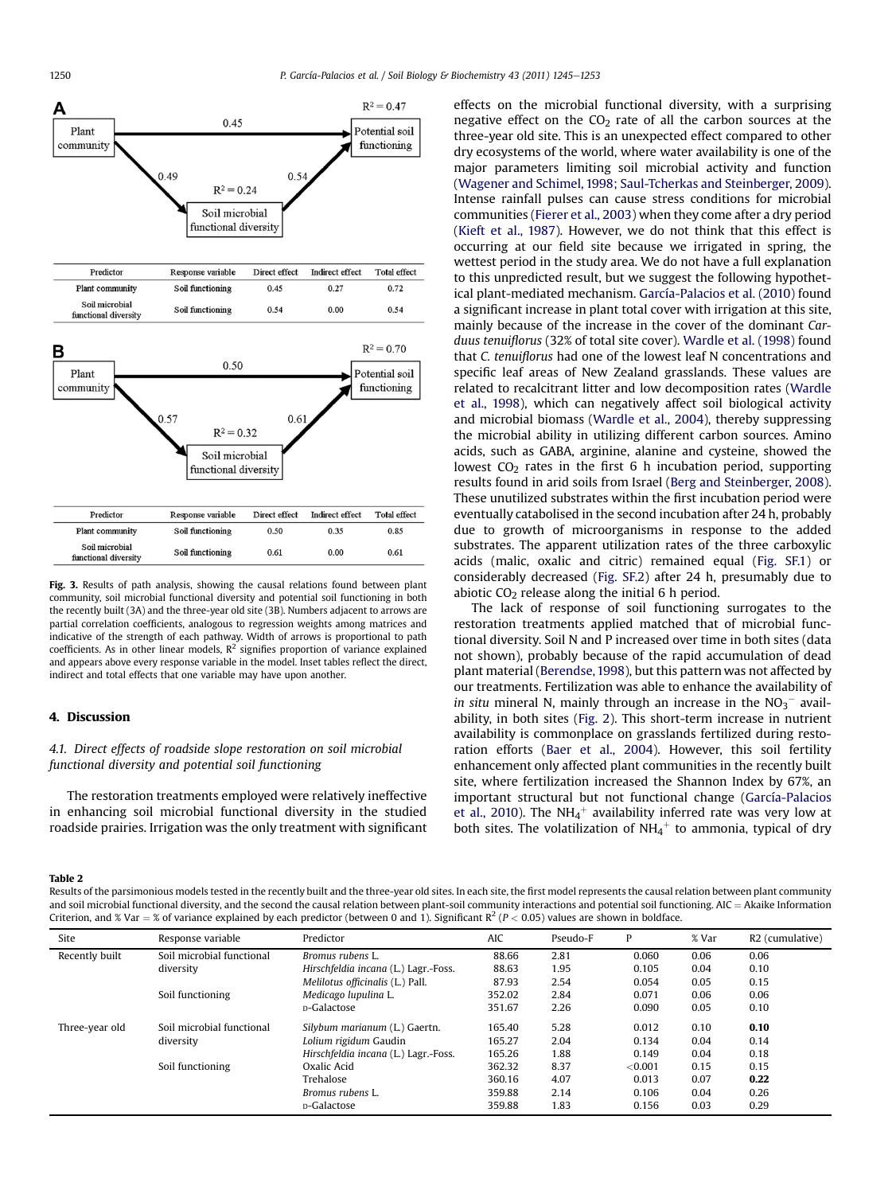**Fig. 3A**

| Predictor | Response variable | Direct effect | Indirect effect | Total effect |
|---|---|---|---|---|
| Plant community | Soil functioning | 0.45 | 0.27 | 0.72 |
| Soil microbial functional diversity | Soil functioning | 0.54 | 0.00 | 0.54 |

**Fig. 3B**

| Predictor | Response variable | Direct effect | Indirect effect | Total effect |
|---|---|---|---|---|
| Plant community | Soil functioning | 0.50 | 0.35 | 0.85 |
| Soil microbial functional diversity | Soil functioning | 0.61 | 0.00 | 0.61 |

**Fig. 3.** Results of path analysis, showing the causal relations found between plant community, soil microbial functional diversity and potential soil functioning in both the recently built (3A) and the three-year old site (3B). Numbers adjacent to arrows are partial correlation coefficients, analogous to regression weights among matrices and indicative of the strength of each pathway. Width of arrows is proportional to path coefficients. As in other linear models, $R^2$ signifies proportion of variance explained and appears above every response variable in the model. Inset tables reflect the direct, indirect and total effects that one variable may have upon another.

## 4. Discussion

### 4.1. Direct effects of roadside slope restoration on soil microbial functional diversity and potential soil functioning

The restoration treatments employed were relatively ineffective in enhancing soil microbial functional diversity in the studied roadside prairies. Irrigation was the only treatment with significant effects on the microbial functional diversity, with a surprising negative effect on the $CO_2$ rate of all the carbon sources at the three-year old site. This is an unexpected effect compared to other dry ecosystems of the world, where water availability is one of the major parameters limiting soil microbial activity and function (Wagener and Schimel, 1998; Saul-Tcherkas and Steinberger, 2009). Intense rainfall pulses can cause stress conditions for microbial communities (Fierer et al., 2003) when they come after a dry period (Kieft et al., 1987). However, we do not think that this effect is occurring at our field site because we irrigated in spring, the wettest period in the study area. We do not have a full explanation to this unpredicted result, but we suggest the following hypothetical plant-mediated mechanism. García-Palacios et al. (2010) found a significant increase in plant total cover with irrigation at this site, mainly because of the increase in the cover of the dominant *Carduus tenuiflorus* (32% of total site cover). Wardle et al. (1998) found that *C. tenuiflorus* had one of the lowest leaf N concentrations and specific leaf areas of New Zealand grasslands. These values are related to recalcitrant litter and low decomposition rates (Wardle et al., 1998), which can negatively affect soil biological activity and microbial biomass (Wardle et al., 2004), thereby suppressing the microbial ability in utilizing different carbon sources. Amino acids, such as GABA, arginine, alanine and cysteine, showed the lowest $CO_2$ rates in the first 6 h incubation period, supporting results found in arid soils from Israel (Berg and Steinberger, 2008). These unutilized substrates within the first incubation period were eventually catabolised in the second incubation after 24 h, probably due to growth of microorganisms in response to the added substrates. The apparent utilization rates of the three carboxylic acids (malic, oxalic and citric) remained equal (Fig. SF.1) or considerably decreased (Fig. SF.2) after 24 h, presumably due to abiotic $CO_2$ release along the initial 6 h period.

The lack of response of soil functioning surrogates to the restoration treatments applied matched that of microbial functional diversity. Soil N and P increased over time in both sites (data not shown), probably because of the rapid accumulation of dead plant material (Berendse, 1998), but this pattern was not affected by our treatments. Fertilization was able to enhance the availability of *in situ* mineral N, mainly through an increase in the $NO_3^-$ availability, in both sites (Fig. 2). This short-term increase in nutrient availability is commonplace on grasslands fertilized during restoration efforts (Baer et al., 2004). However, this soil fertility enhancement only affected plant communities in the recently built site, where fertilization increased the Shannon Index by 67%, an important structural but not functional change (García-Palacios et al., 2010). The $NH_4^+$ availability inferred rate was very low at both sites. The volatilization of $NH_4^+$ to ammonia, typical of dry

**Table 2**
Results of the parsimonious models tested in the recently built and the three-year old sites. In each site, the first model represents the causal relation between plant community and soil microbial functional diversity, and the second the causal relation between plant-soil community interactions and potential soil functioning. AIC = Akaike Information Criterion, and % Var = % of variance explained by each predictor (between 0 and 1). Significant $R^2$ ($P < 0.05$) values are shown in boldface.

| Site | Response variable | Predictor | AIC | Pseudo-F | P | % Var | R2 (cumulative) |
|---|---|---|---|---|---|---|---|
| Recently built | Soil microbial functional diversity | *Bromus rubens* L. | 88.66 | 2.81 | 0.060 | 0.06 | 0.06 |
| | | *Hirschfeldia incana* (L.) Lagr.-Foss. | 88.63 | 1.95 | 0.105 | 0.04 | 0.10 |
| | | *Melilotus officinalis* (L.) Pall. | 87.93 | 2.54 | 0.054 | 0.05 | 0.15 |
| | Soil functioning | *Medicago lupulina* L. | 352.02 | 2.84 | 0.071 | 0.06 | 0.06 |
| | | D-Galactose | 351.67 | 2.26 | 0.090 | 0.05 | 0.10 |
| Three-year old | Soil microbial functional diversity | *Silybum marianum* (L.) Gaertn. | 165.40 | 5.28 | 0.012 | 0.10 | **0.10** |
| | | *Lolium rigidum* Gaudin | 165.27 | 2.04 | 0.134 | 0.04 | 0.14 |
| | | *Hirschfeldia incana* (L.) Lagr.-Foss. | 165.26 | 1.88 | 0.149 | 0.04 | 0.18 |
| | Soil functioning | Oxalic Acid | 362.32 | 8.37 | <0.001 | 0.15 | 0.15 |
| | | Trehalose | 360.16 | 4.07 | 0.013 | 0.07 | **0.22** |
| | | *Bromus rubens* L. | 359.88 | 2.14 | 0.106 | 0.04 | 0.26 |
| | | D-Galactose | 359.88 | 1.83 | 0.156 | 0.03 | 0.29 |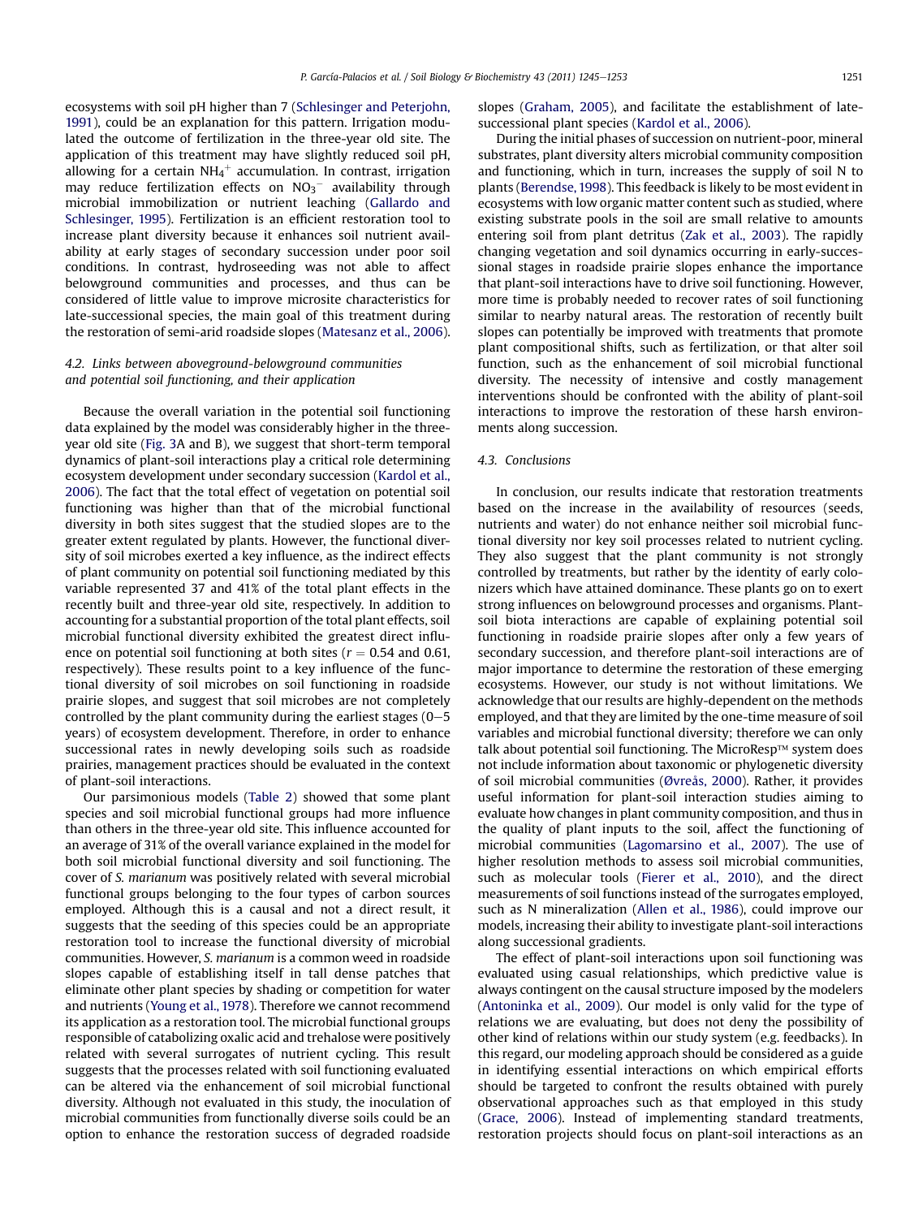ecosystems with soil pH higher than 7 (Schlesinger and Peterjohn, 1991), could be an explanation for this pattern. Irrigation modulated the outcome of fertilization in the three-year old site. The application of this treatment may have slightly reduced soil pH, allowing for a certain $NH_4^+$ accumulation. In contrast, irrigation may reduce fertilization effects on $NO_3^-$ availability through microbial immobilization or nutrient leaching (Gallardo and Schlesinger, 1995). Fertilization is an efficient restoration tool to increase plant diversity because it enhances soil nutrient availability at early stages of secondary succession under poor soil conditions. In contrast, hydroseeding was not able to affect belowground communities and processes, and thus can be considered of little value to improve microsite characteristics for late-successional species, the main goal of this treatment during the restoration of semi-arid roadside slopes (Matesanz et al., 2006).

### 4.2. Links between aboveground-belowground communities and potential soil functioning, and their application

Because the overall variation in the potential soil functioning data explained by the model was considerably higher in the three-year old site (Fig. 3A and B), we suggest that short-term temporal dynamics of plant-soil interactions play a critical role determining ecosystem development under secondary succession (Kardol et al., 2006). The fact that the total effect of vegetation on potential soil functioning was higher than that of the microbial functional diversity in both sites suggest that the studied slopes are to the greater extent regulated by plants. However, the functional diversity of soil microbes exerted a key influence, as the indirect effects of plant community on potential soil functioning mediated by this variable represented 37 and 41% of the total plant effects in the recently built and three-year old site, respectively. In addition to accounting for a substantial proportion of the total plant effects, soil microbial functional diversity exhibited the greatest direct influence on potential soil functioning at both sites ($r = 0.54$ and 0.61, respectively). These results point to a key influence of the functional diversity of soil microbes on soil functioning in roadside prairie slopes, and suggest that soil microbes are not completely controlled by the plant community during the earliest stages (0–5 years) of ecosystem development. Therefore, in order to enhance successional rates in newly developing soils such as roadside prairies, management practices should be evaluated in the context of plant-soil interactions.

Our parsimonious models (Table 2) showed that some plant species and soil microbial functional groups had more influence than others in the three-year old site. This influence accounted for an average of 31% of the overall variance explained in the model for both soil microbial functional diversity and soil functioning. The cover of *S. marianum* was positively related with several microbial functional groups belonging to the four types of carbon sources employed. Although this is a causal and not a direct result, it suggests that the seeding of this species could be an appropriate restoration tool to increase the functional diversity of microbial communities. However, *S. marianum* is a common weed in roadside slopes capable of establishing itself in tall dense patches that eliminate other plant species by shading or competition for water and nutrients (Young et al., 1978). Therefore we cannot recommend its application as a restoration tool. The microbial functional groups responsible of catabolizing oxalic acid and trehalose were positively related with several surrogates of nutrient cycling. This result suggests that the processes related with soil functioning evaluated can be altered via the enhancement of soil microbial functional diversity. Although not evaluated in this study, the inoculation of microbial communities from functionally diverse soils could be an option to enhance the restoration success of degraded roadside slopes (Graham, 2005), and facilitate the establishment of late-successional plant species (Kardol et al., 2006).

During the initial phases of succession on nutrient-poor, mineral substrates, plant diversity alters microbial community composition and functioning, which in turn, increases the supply of soil N to plants (Berendse, 1998). This feedback is likely to be most evident in ecosystems with low organic matter content such as studied, where existing substrate pools in the soil are small relative to amounts entering soil from plant detritus (Zak et al., 2003). The rapidly changing vegetation and soil dynamics occurring in early-successional stages in roadside prairie slopes enhance the importance that plant-soil interactions have to drive soil functioning. However, more time is probably needed to recover rates of soil functioning similar to nearby natural areas. The restoration of recently built slopes can potentially be improved with treatments that promote plant compositional shifts, such as fertilization, or that alter soil function, such as the enhancement of soil microbial functional diversity. The necessity of intensive and costly management interventions should be confronted with the ability of plant-soil interactions to improve the restoration of these harsh environments along succession.

### 4.3. Conclusions

In conclusion, our results indicate that restoration treatments based on the increase in the availability of resources (seeds, nutrients and water) do not enhance neither soil microbial functional diversity nor key soil processes related to nutrient cycling. They also suggest that the plant community is not strongly controlled by treatments, but rather by the identity of early colonizers which have attained dominance. These plants go on to exert strong influences on belowground processes and organisms. Plant-soil biota interactions are capable of explaining potential soil functioning in roadside prairie slopes after only a few years of secondary succession, and therefore plant-soil interactions are of major importance to determine the restoration of these emerging ecosystems. However, our study is not without limitations. We acknowledge that our results are highly-dependent on the methods employed, and that they are limited by the one-time measure of soil variables and microbial functional diversity; therefore we can only talk about potential soil functioning. The MicroResp™ system does not include information about taxonomic or phylogenetic diversity of soil microbial communities (Øvreås, 2000). Rather, it provides useful information for plant-soil interaction studies aiming to evaluate how changes in plant community composition, and thus in the quality of plant inputs to the soil, affect the functioning of microbial communities (Lagomarsino et al., 2007). The use of higher resolution methods to assess soil microbial communities, such as molecular tools (Fierer et al., 2010), and the direct measurements of soil functions instead of the surrogates employed, such as N mineralization (Allen et al., 1986), could improve our models, increasing their ability to investigate plant-soil interactions along successional gradients.

The effect of plant-soil interactions upon soil functioning was evaluated using casual relationships, which predictive value is always contingent on the causal structure imposed by the modelers (Antoninka et al., 2009). Our model is only valid for the type of relations we are evaluating, but does not deny the possibility of other kind of relations within our study system (e.g. feedbacks). In this regard, our modeling approach should be considered as a guide in identifying essential interactions on which empirical efforts should be targeted to confront the results obtained with purely observational approaches such as that employed in this study (Grace, 2006). Instead of implementing standard treatments, restoration projects should focus on plant-soil interactions as an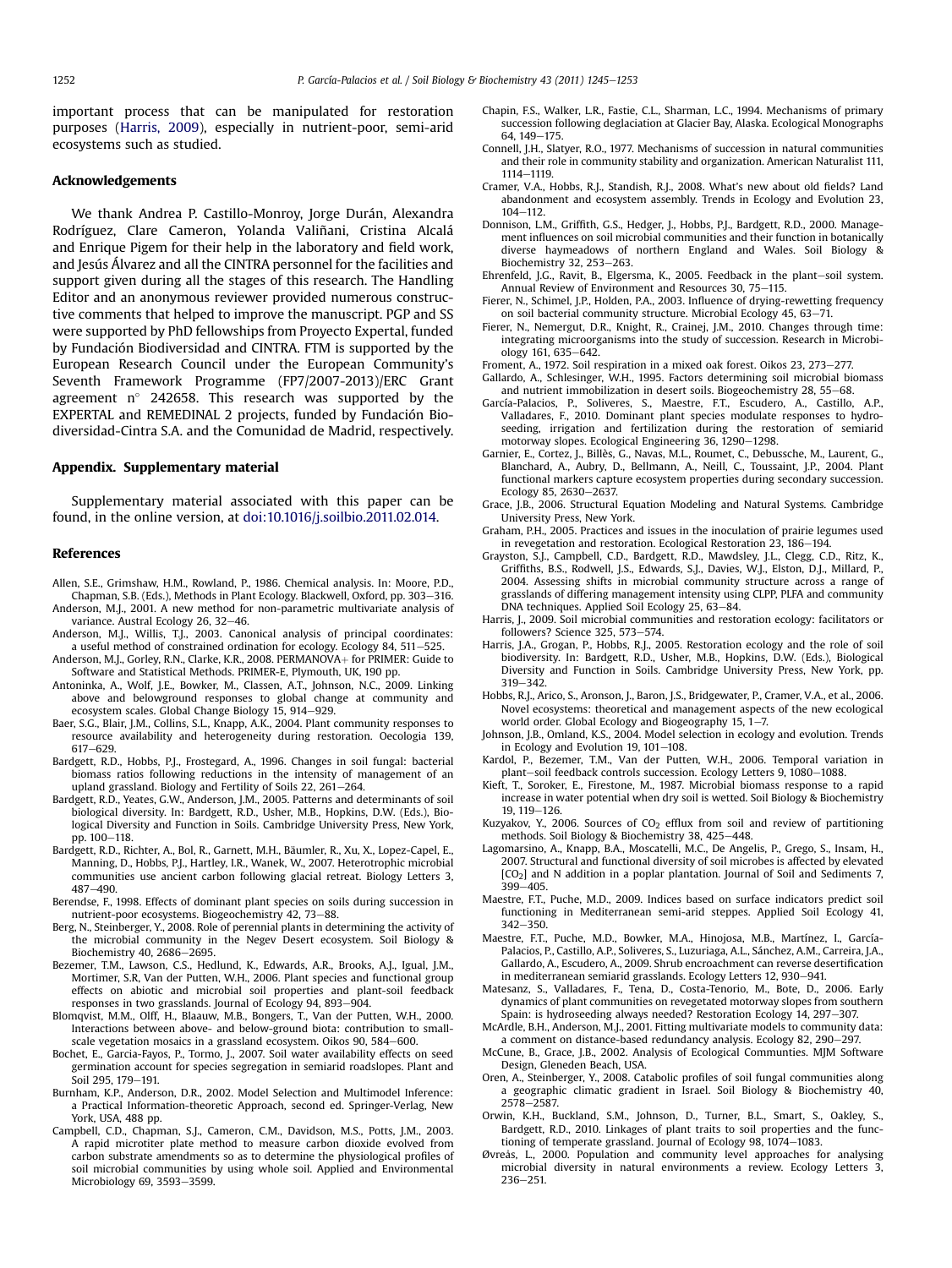important process that can be manipulated for restoration purposes (Harris, 2009), especially in nutrient-poor, semi-arid ecosystems such as studied.

## Acknowledgements

We thank Andrea P. Castillo-Monroy, Jorge Durán, Alexandra Rodríguez, Clare Cameron, Yolanda Valiñani, Cristina Alcalá and Enrique Pigem for their help in the laboratory and field work, and Jesús Álvarez and all the CINTRA personnel for the facilities and support given during all the stages of this research. The Handling Editor and an anonymous reviewer provided numerous constructive comments that helped to improve the manuscript. PGP and SS were supported by PhD fellowships from Proyecto Expertal, funded by Fundación Biodiversidad and CINTRA. FTM is supported by the European Research Council under the European Community's Seventh Framework Programme (FP7/2007-2013)/ERC Grant agreement n° 242658. This research was supported by the EXPERTAL and REMEDINAL 2 projects, funded by Fundación Biodiversidad-Cintra S.A. and the Comunidad de Madrid, respectively.

## Appendix. Supplementary material

Supplementary material associated with this paper can be found, in the online version, at doi:10.1016/j.soilbio.2011.02.014.

## References

Allen, S.E., Grimshaw, H.M., Rowland, P., 1986. Chemical analysis. In: Moore, P.D., Chapman, S.B. (Eds.), Methods in Plant Ecology. Blackwell, Oxford, pp. 303–316.

Anderson, M.J., 2001. A new method for non-parametric multivariate analysis of variance. Austral Ecology 26, 32–46.

Anderson, M.J., Willis, T.J., 2003. Canonical analysis of principal coordinates: a useful method of constrained ordination for ecology. Ecology 84, 511–525.

Anderson, M.J., Gorley, R.N., Clarke, K.R., 2008. PERMANOVA+ for PRIMER: Guide to Software and Statistical Methods. PRIMER-E, Plymouth, UK, 190 pp.

Antoninka, A., Wolf, J.E., Bowker, M., Classen, A.T., Johnson, N.C., 2009. Linking above and belowground responses to global change at community and ecosystem scales. Global Change Biology 15, 914–929.

Baer, S.G., Blair, J.M., Collins, S.L., Knapp, A.K., 2004. Plant community responses to resource availability and heterogeneity during restoration. Oecologia 139, 617–629.

Bardgett, R.D., Hobbs, P.J., Frostegard, A., 1996. Changes in soil fungal: bacterial biomass ratios following reductions in the intensity of management of an upland grassland. Biology and Fertility of Soils 22, 261–264.

Bardgett, R.D., Yeates, G.W., Anderson, J.M., 2005. Patterns and determinants of soil biological diversity. In: Bardgett, R.D., Usher, M.B., Hopkins, D.W. (Eds.), Biological Diversity and Function in Soils. Cambridge University Press, New York, pp. 100–118.

Bardgett, R.D., Richter, A., Bol, R., Garnett, M.H., Bäumler, R., Xu, X., Lopez-Capel, E., Manning, D., Hobbs, P.J., Hartley, I.R., Wanek, W., 2007. Heterotrophic microbial communities use ancient carbon following glacial retreat. Biology Letters 3, 487–490.

Berendse, F., 1998. Effects of dominant plant species on soils during succession in nutrient-poor ecosystems. Biogeochemistry 42, 73–88.

Berg, N., Steinberger, Y., 2008. Role of perennial plants in determining the activity of the microbial community in the Negev Desert ecosystem. Soil Biology & Biochemistry 40, 2686–2695.

Bezemer, T.M., Lawson, C.S., Hedlund, K., Edwards, A.R., Brooks, A.J., Igual, J.M., Mortimer, S.R, Van der Putten, W.H., 2006. Plant species and functional group effects on abiotic and microbial soil properties and plant-soil feedback responses in two grasslands. Journal of Ecology 94, 893–904.

Blomqvist, M.M., Olff, H., Blaauw, M.B., Bongers, T., Van der Putten, W.H., 2000. Interactions between above- and below-ground biota: contribution to small-scale vegetation mosaics in a grassland ecosystem. Oikos 90, 584–600.

Bochet, E., Garcia-Fayos, P., Tormo, J., 2007. Soil water availability effects on seed germination account for species segregation in semiarid roadslopes. Plant and Soil 295, 179–191.

Burnham, K.P., Anderson, D.R., 2002. Model Selection and Multimodel Inference: a Practical Information-theoretic Approach, second ed. Springer-Verlag, New York, USA, 488 pp.

Campbell, C.D., Chapman, S.J., Cameron, C.M., Davidson, M.S., Potts, J.M., 2003. A rapid microtiter plate method to measure carbon dioxide evolved from carbon substrate amendments so as to determine the physiological profiles of soil microbial communities by using whole soil. Applied and Environmental Microbiology 69, 3593–3599.

Chapin, F.S., Walker, L.R., Fastie, C.L., Sharman, L.C., 1994. Mechanisms of primary succession following deglaciation at Glacier Bay, Alaska. Ecological Monographs 64, 149–175.

Connell, J.H., Slatyer, R.O., 1977. Mechanisms of succession in natural communities and their role in community stability and organization. American Naturalist 111, 1114–1119.

Cramer, V.A., Hobbs, R.J., Standish, R.J., 2008. What's new about old fields? Land abandonment and ecosystem assembly. Trends in Ecology and Evolution 23, 104–112.

Donnison, L.M., Griffith, G.S., Hedger, J., Hobbs, P.J., Bardgett, R.D., 2000. Management influences on soil microbial communities and their function in botanically diverse haymeadows of northern England and Wales. Soil Biology & Biochemistry 32, 253–263.

Ehrenfeld, J.G., Ravit, B., Elgersma, K., 2005. Feedback in the plant–soil system. Annual Review of Environment and Resources 30, 75–115.

Fierer, N., Schimel, J.P., Holden, P.A., 2003. Influence of drying-rewetting frequency on soil bacterial community structure. Microbial Ecology 45, 63–71.

Fierer, N., Nemergut, D.R., Knight, R., Crainej, J.M., 2010. Changes through time: integrating microorganisms into the study of succession. Research in Microbiology 161, 635–642.

Froment, A., 1972. Soil respiration in a mixed oak forest. Oikos 23, 273–277.

Gallardo, A., Schlesinger, W.H., 1995. Factors determining soil microbial biomass and nutrient immobilization in desert soils. Biogeochemistry 28, 55–68.

García-Palacios, P., Soliveres, S., Maestre, F.T., Escudero, A., Castillo, A.P., Valladares, F., 2010. Dominant plant species modulate responses to hydroseeding, irrigation and fertilization during the restoration of semiarid motorway slopes. Ecological Engineering 36, 1290–1298.

Garnier, E., Cortez, J., Billès, G., Navas, M.L., Roumet, C., Debussche, M., Laurent, G., Blanchard, A., Aubry, D., Bellmann, A., Neill, C., Toussaint, J.P., 2004. Plant functional markers capture ecosystem properties during secondary succession. Ecology 85, 2630–2637.

Grace, J.B., 2006. Structural Equation Modeling and Natural Systems. Cambridge University Press, New York.

Graham, P.H., 2005. Practices and issues in the inoculation of prairie legumes used in revegetation and restoration. Ecological Restoration 23, 186–194.

Grayston, S.J., Campbell, C.D., Bardgett, R.D., Mawdsley, J.L., Clegg, C.D., Ritz, K., Griffiths, B.S., Rodwell, J.S., Edwards, S.J., Davies, W.J., Elston, D.J., Millard, P., 2004. Assessing shifts in microbial community structure across a range of grasslands of differing management intensity using CLPP, PLFA and community DNA techniques. Applied Soil Ecology 25, 63–84.

Harris, J., 2009. Soil microbial communities and restoration ecology: facilitators or followers? Science 325, 573–574.

Harris, J.A., Grogan, P., Hobbs, R.J., 2005. Restoration ecology and the role of soil biodiversity. In: Bardgett, R.D., Usher, M.B., Hopkins, D.W. (Eds.), Biological Diversity and Function in Soils. Cambridge University Press, New York, pp. 319–342.

Hobbs, R.J., Arico, S., Aronson, J., Baron, J.S., Bridgewater, P., Cramer, V.A., et al., 2006. Novel ecosystems: theoretical and management aspects of the new ecological world order. Global Ecology and Biogeography 15, 1–7.

Johnson, J.B., Omland, K.S., 2004. Model selection in ecology and evolution. Trends in Ecology and Evolution 19, 101–108.

Kardol, P., Bezemer, T.M., Van der Putten, W.H., 2006. Temporal variation in plant–soil feedback controls succession. Ecology Letters 9, 1080–1088.

Kieft, T., Soroker, E., Firestone, M., 1987. Microbial biomass response to a rapid increase in water potential when dry soil is wetted. Soil Biology & Biochemistry 19, 119–126.

Kuzyakov, Y., 2006. Sources of $CO_2$ efflux from soil and review of partitioning methods. Soil Biology & Biochemistry 38, 425–448.

Lagomarsino, A., Knapp, B.A., Moscatelli, M.C., De Angelis, P., Grego, S., Insam, H., 2007. Structural and functional diversity of soil microbes is affected by elevated [$CO_2$] and N addition in a poplar plantation. Journal of Soil and Sediments 7, 399–405.

Maestre, F.T., Puche, M.D., 2009. Indices based on surface indicators predict soil functioning in Mediterranean semi-arid steppes. Applied Soil Ecology 41, 342–350.

Maestre, F.T., Puche, M.D., Bowker, M.A., Hinojosa, M.B., Martínez, I., García-Palacios, P., Castillo, A.P., Soliveres, S., Luzuriaga, A.L., Sánchez, A.M., Carreira, J.A., Gallardo, A., Escudero, A., 2009. Shrub encroachment can reverse desertification in mediterranean semiarid grasslands. Ecology Letters 12, 930–941.

Matesanz, S., Valladares, F., Tena, D., Costa-Tenorio, M., Bote, D., 2006. Early dynamics of plant communities on revegetated motorway slopes from southern Spain: is hydroseeding always needed? Restoration Ecology 14, 297–307.

McArdle, B.H., Anderson, M.J., 2001. Fitting multivariate models to community data: a comment on distance-based redundancy analysis. Ecology 82, 290–297.

McCune, B., Grace, J.B., 2002. Analysis of Ecological Communties. MJM Software Design, Gleneden Beach, USA.

Oren, A., Steinberger, Y., 2008. Catabolic profiles of soil fungal communities along a geographic climatic gradient in Israel. Soil Biology & Biochemistry 40, 2578–2587.

Orwin, K.H., Buckland, S.M., Johnson, D., Turner, B.L., Smart, S., Oakley, S., Bardgett, R.D., 2010. Linkages of plant traits to soil properties and the functioning of temperate grassland. Journal of Ecology 98, 1074–1083.

Øvreås, L., 2000. Population and community level approaches for analysing microbial diversity in natural environments a review. Ecology Letters 3, 236–251.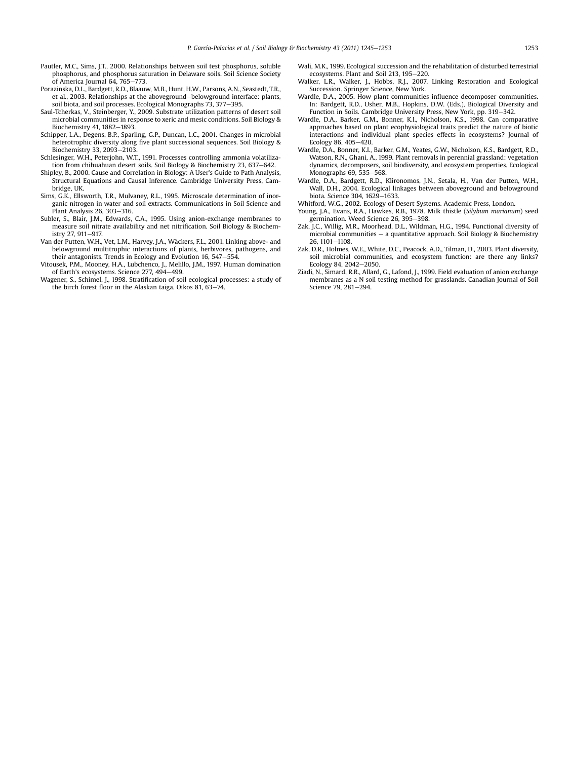Pautler, M.C., Sims, J.T., 2000. Relationships between soil test phosphorus, soluble phosphorus, and phosphorus saturation in Delaware soils. Soil Science Society of America Journal 64, 765–773.

Porazinska, D.L., Bardgett, R.D., Blaauw, M.B., Hunt, H.W., Parsons, A.N., Seastedt, T.R., et al., 2003. Relationships at the aboveground–belowground interface: plants, soil biota, and soil processes. Ecological Monographs 73, 377–395.

Saul-Tcherkas, V., Steinberger, Y., 2009. Substrate utilization patterns of desert soil microbial communities in response to xeric and mesic conditions. Soil Biology & Biochemistry 41, 1882–1893.

Schipper, L.A., Degens, B.P., Sparling, G.P., Duncan, L.C., 2001. Changes in microbial heterotrophic diversity along five plant successional sequences. Soil Biology & Biochemistry 33, 2093–2103.

Schlesinger, W.H., Peterjohn, W.T., 1991. Processes controlling ammonia volatilization from chihuahuan desert soils. Soil Biology & Biochemistry 23, 637–642.

Shipley, B., 2000. Cause and Correlation in Biology: A User's Guide to Path Analysis, Structural Equations and Causal Inference. Cambridge University Press, Cambridge, UK.

Sims, G.K., Ellsworth, T.R., Mulvaney, R.L., 1995. Microscale determination of inorganic nitrogen in water and soil extracts. Communications in Soil Science and Plant Analysis 26, 303–316.

Subler, S., Blair, J.M., Edwards, C.A., 1995. Using anion-exchange membranes to measure soil nitrate availability and net nitrification. Soil Biology & Biochemistry 27, 911–917.

Van der Putten, W.H., Vet, L.M., Harvey, J.A., Wäckers, F.L., 2001. Linking above- and belowground multitrophic interactions of plants, herbivores, pathogens, and their antagonists. Trends in Ecology and Evolution 16, 547–554.

Vitousek, P.M., Mooney, H.A., Lubchenco, J., Melillo, J.M., 1997. Human domination of Earth's ecosystems. Science 277, 494–499.

Wagener, S., Schimel, J., 1998. Stratification of soil ecological processes: a study of the birch forest floor in the Alaskan taiga. Oikos 81, 63–74.

Wali, M.K., 1999. Ecological succession and the rehabilitation of disturbed terrestrial ecosystems. Plant and Soil 213, 195–220.

Walker, L.R., Walker, J., Hobbs, R.J., 2007. Linking Restoration and Ecological Succession. Springer Science, New York.

Wardle, D.A., 2005. How plant communities influence decomposer communities. In: Bardgett, R.D., Usher, M.B., Hopkins, D.W. (Eds.), Biological Diversity and Function in Soils. Cambridge University Press, New York, pp. 319–342.

Wardle, D.A., Barker, G.M., Bonner, K.I., Nicholson, K.S., 1998. Can comparative approaches based on plant ecophysiological traits predict the nature of biotic interactions and individual plant species effects in ecosystems? Journal of Ecology 86, 405–420.

Wardle, D.A., Bonner, K.I., Barker, G.M., Yeates, G.W., Nicholson, K.S., Bardgett, R.D., Watson, R.N., Ghani, A., 1999. Plant removals in perennial grassland: vegetation dynamics, decomposers, soil biodiversity, and ecosystem properties. Ecological Monographs 69, 535–568.

Wardle, D.A., Bardgett, R.D., Klironomos, J.N., Setala, H., Van der Putten, W.H., Wall, D.H., 2004. Ecological linkages between aboveground and belowground biota. Science 304, 1629–1633.

Whitford, W.G., 2002. Ecology of Desert Systems. Academic Press, London.

Young, J.A., Evans, R.A., Hawkes, R.B., 1978. Milk thistle (*Silybum marianum*) seed germination. Weed Science 26, 395–398.

Zak, J.C., Willig, M.R., Moorhead, D.L., Wildman, H.G., 1994. Functional diversity of microbial communities – a quantitative approach. Soil Biology & Biochemistry 26, 1101–1108.

Zak, D.R., Holmes, W.E., White, D.C., Peacock, A.D., Tilman, D., 2003. Plant diversity, soil microbial communities, and ecosystem function: are there any links? Ecology 84, 2042–2050.

Ziadi, N., Simard, R.R., Allard, G., Lafond, J., 1999. Field evaluation of anion exchange membranes as a N soil testing method for grasslands. Canadian Journal of Soil Science 79, 281–294.